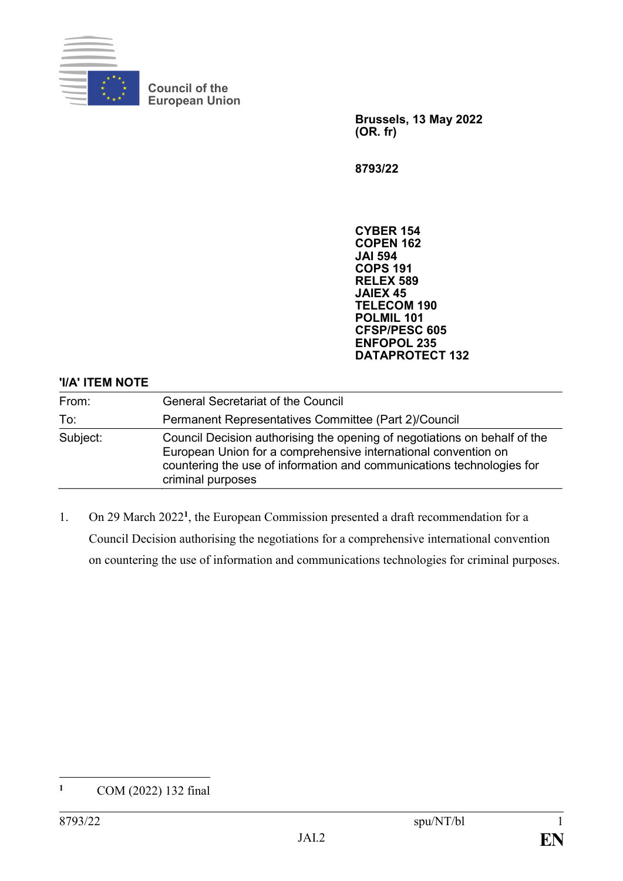Council of the European Union

**Brussels, 13 May 2022**
**(OR. fr)**

**8793/22**

**CYBER 154**
**COPEN 162**
**JAI 594**
**COPS 191**
**RELEX 589**
**JAIEX 45**
**TELECOM 190**
**POLMIL 101**
**CFSP/PESC 605**
**ENFOPOL 235**
**DATAPROTECT 132**

**'I/A' ITEM NOTE**

| | |
|---|---|
| From: | General Secretariat of the Council |
| To: | Permanent Representatives Committee (Part 2)/Council |
| Subject: | Council Decision authorising the opening of negotiations on behalf of the European Union for a comprehensive international convention on countering the use of information and communications technologies for criminal purposes |

1. On 29 March 2022[1], the European Commission presented a draft recommendation for a Council Decision authorising the negotiations for a comprehensive international convention on countering the use of information and communications technologies for criminal purposes.

[1] COM (2022) 132 final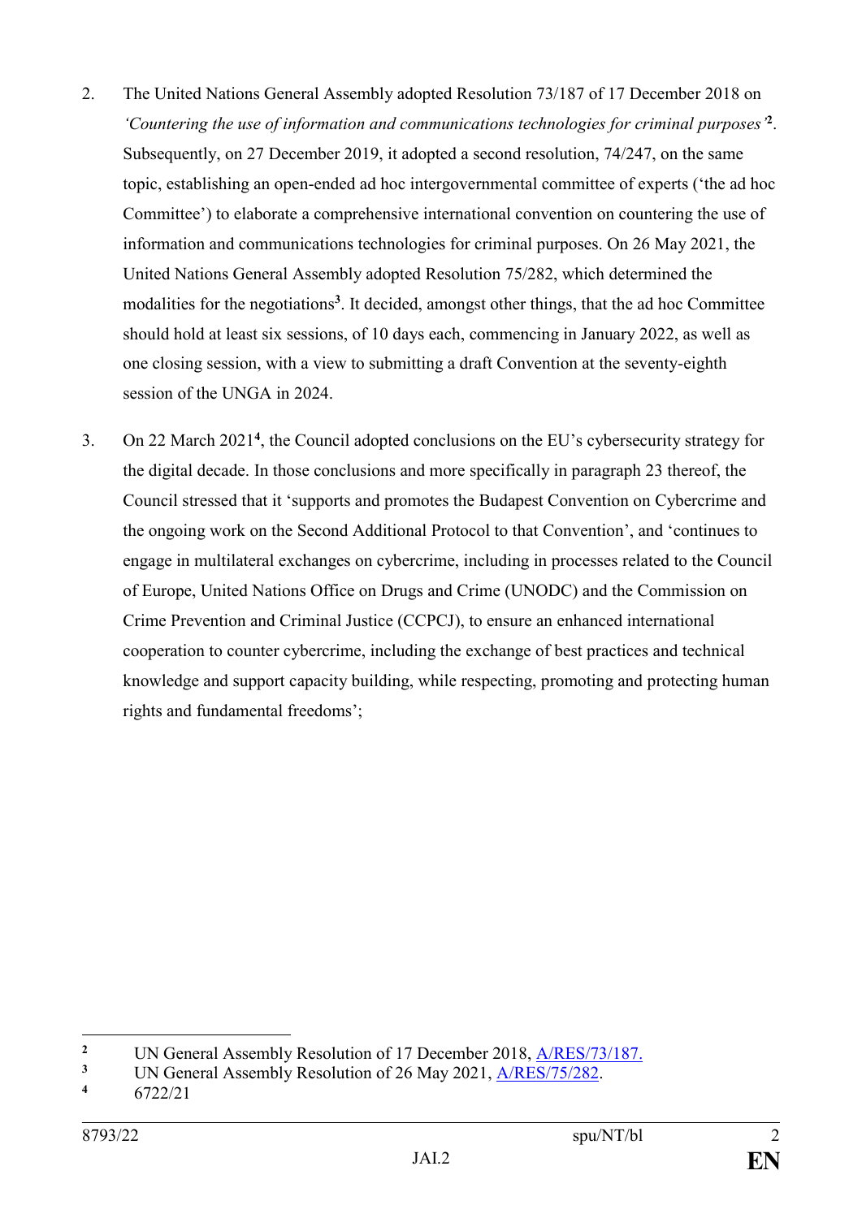2. The United Nations General Assembly adopted Resolution 73/187 of 17 December 2018 on *'Countering the use of information and communications technologies for criminal purposes'*[2]. Subsequently, on 27 December 2019, it adopted a second resolution, 74/247, on the same topic, establishing an open-ended ad hoc intergovernmental committee of experts ('the ad hoc Committee') to elaborate a comprehensive international convention on countering the use of information and communications technologies for criminal purposes. On 26 May 2021, the United Nations General Assembly adopted Resolution 75/282, which determined the modalities for the negotiations[3]. It decided, amongst other things, that the ad hoc Committee should hold at least six sessions, of 10 days each, commencing in January 2022, as well as one closing session, with a view to submitting a draft Convention at the seventy-eighth session of the UNGA in 2024.

3. On 22 March 2021[4], the Council adopted conclusions on the EU's cybersecurity strategy for the digital decade. In those conclusions and more specifically in paragraph 23 thereof, the Council stressed that it 'supports and promotes the Budapest Convention on Cybercrime and the ongoing work on the Second Additional Protocol to that Convention', and 'continues to engage in multilateral exchanges on cybercrime, including in processes related to the Council of Europe, United Nations Office on Drugs and Crime (UNODC) and the Commission on Crime Prevention and Criminal Justice (CCPCJ), to ensure an enhanced international cooperation to counter cybercrime, including the exchange of best practices and technical knowledge and support capacity building, while respecting, promoting and protecting human rights and fundamental freedoms';

---

[2] UN General Assembly Resolution of 17 December 2018, A/RES/73/187.
[3] UN General Assembly Resolution of 26 May 2021, A/RES/75/282.
[4] 6722/21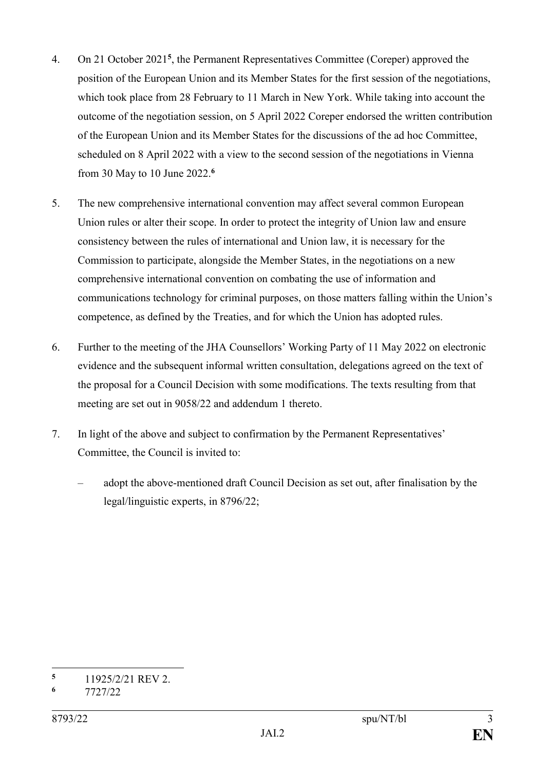4. On 21 October 2021[5], the Permanent Representatives Committee (Coreper) approved the position of the European Union and its Member States for the first session of the negotiations, which took place from 28 February to 11 March in New York. While taking into account the outcome of the negotiation session, on 5 April 2022 Coreper endorsed the written contribution of the European Union and its Member States for the discussions of the ad hoc Committee, scheduled on 8 April 2022 with a view to the second session of the negotiations in Vienna from 30 May to 10 June 2022.[6]

5. The new comprehensive international convention may affect several common European Union rules or alter their scope. In order to protect the integrity of Union law and ensure consistency between the rules of international and Union law, it is necessary for the Commission to participate, alongside the Member States, in the negotiations on a new comprehensive international convention on combating the use of information and communications technology for criminal purposes, on those matters falling within the Union's competence, as defined by the Treaties, and for which the Union has adopted rules.

6. Further to the meeting of the JHA Counsellors' Working Party of 11 May 2022 on electronic evidence and the subsequent informal written consultation, delegations agreed on the text of the proposal for a Council Decision with some modifications. The texts resulting from that meeting are set out in 9058/22 and addendum 1 thereto.

7. In light of the above and subject to confirmation by the Permanent Representatives' Committee, the Council is invited to:

   – adopt the above-mentioned draft Council Decision as set out, after finalisation by the legal/linguistic experts, in 8796/22;

---

[5] 11925/2/21 REV 2.

[6] 7727/22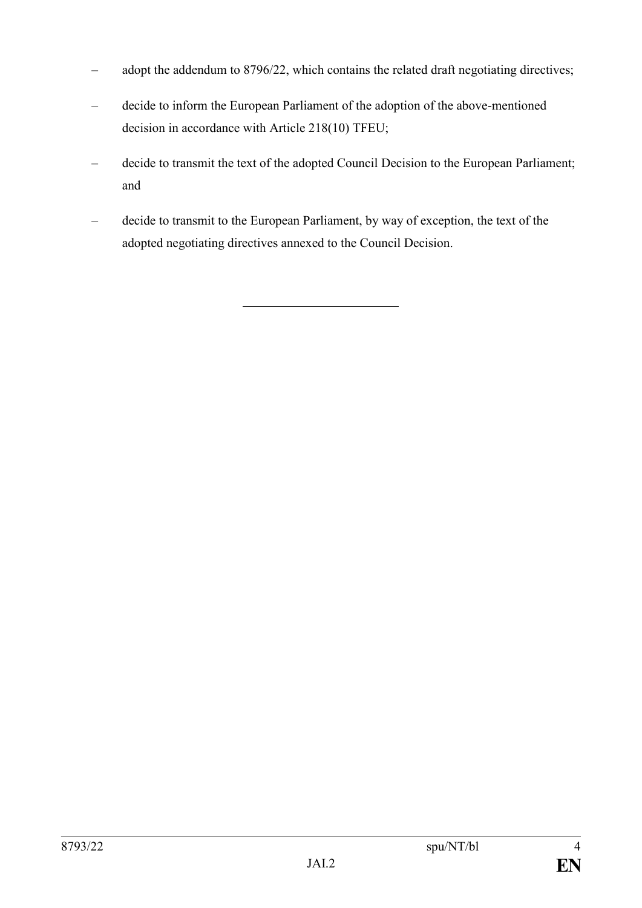- adopt the addendum to 8796/22, which contains the related draft negotiating directives;
- decide to inform the European Parliament of the adoption of the above-mentioned decision in accordance with Article 218(10) TFEU;
- decide to transmit the text of the adopted Council Decision to the European Parliament; and
- decide to transmit to the European Parliament, by way of exception, the text of the adopted negotiating directives annexed to the Council Decision.